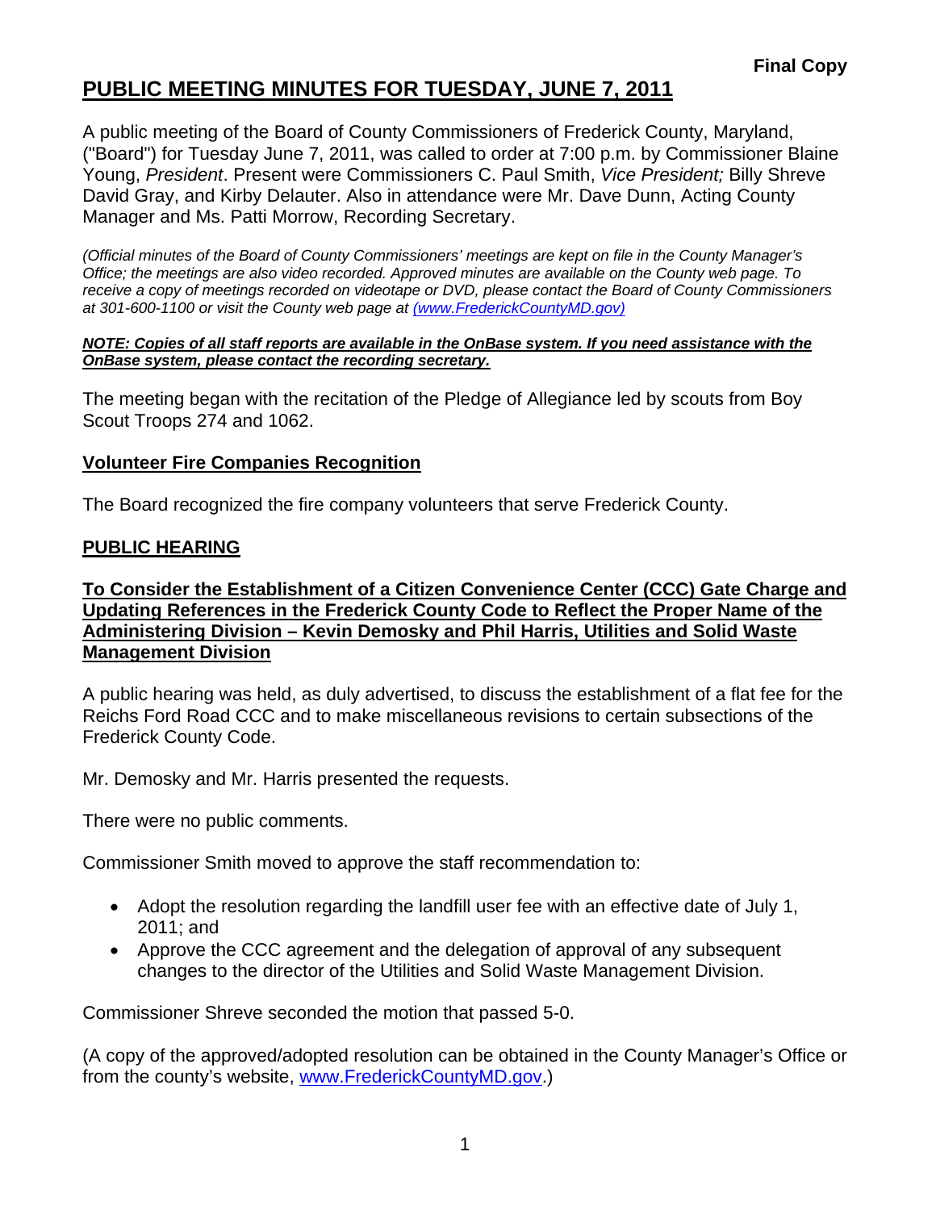**Final Copy**

# PUBLIC MEETING MINUTES FOR TUESDAY, JUNE 7, 2011

A public meeting of the Board of County Commissioners of Frederick County, Maryland, ("Board") for Tuesday June 7, 2011, was called to order at 7:00 p.m. by Commissioner Blaine Young, *President*. Present were Commissioners C. Paul Smith, *Vice President;* Billy Shreve David Gray, and Kirby Delauter. Also in attendance were Mr. Dave Dunn, Acting County Manager and Ms. Patti Morrow, Recording Secretary.

*(Official minutes of the Board of County Commissioners' meetings are kept on file in the County Manager's Office; the meetings are also video recorded. Approved minutes are available on the County web page. To receive a copy of meetings recorded on videotape or DVD, please contact the Board of County Commissioners at 301-600-1100 or visit the County web page at (www.FrederickCountyMD.gov)*

***NOTE: Copies of all staff reports are available in the OnBase system. If you need assistance with the OnBase system, please contact the recording secretary.***

The meeting began with the recitation of the Pledge of Allegiance led by scouts from Boy Scout Troops 274 and 1062.

## Volunteer Fire Companies Recognition

The Board recognized the fire company volunteers that serve Frederick County.

## PUBLIC HEARING

### To Consider the Establishment of a Citizen Convenience Center (CCC) Gate Charge and Updating References in the Frederick County Code to Reflect the Proper Name of the Administering Division – Kevin Demosky and Phil Harris, Utilities and Solid Waste Management Division

A public hearing was held, as duly advertised, to discuss the establishment of a flat fee for the Reichs Ford Road CCC and to make miscellaneous revisions to certain subsections of the Frederick County Code.

Mr. Demosky and Mr. Harris presented the requests.

There were no public comments.

Commissioner Smith moved to approve the staff recommendation to:

- Adopt the resolution regarding the landfill user fee with an effective date of July 1, 2011; and
- Approve the CCC agreement and the delegation of approval of any subsequent changes to the director of the Utilities and Solid Waste Management Division.

Commissioner Shreve seconded the motion that passed 5-0.

(A copy of the approved/adopted resolution can be obtained in the County Manager's Office or from the county's website, www.FrederickCountyMD.gov.)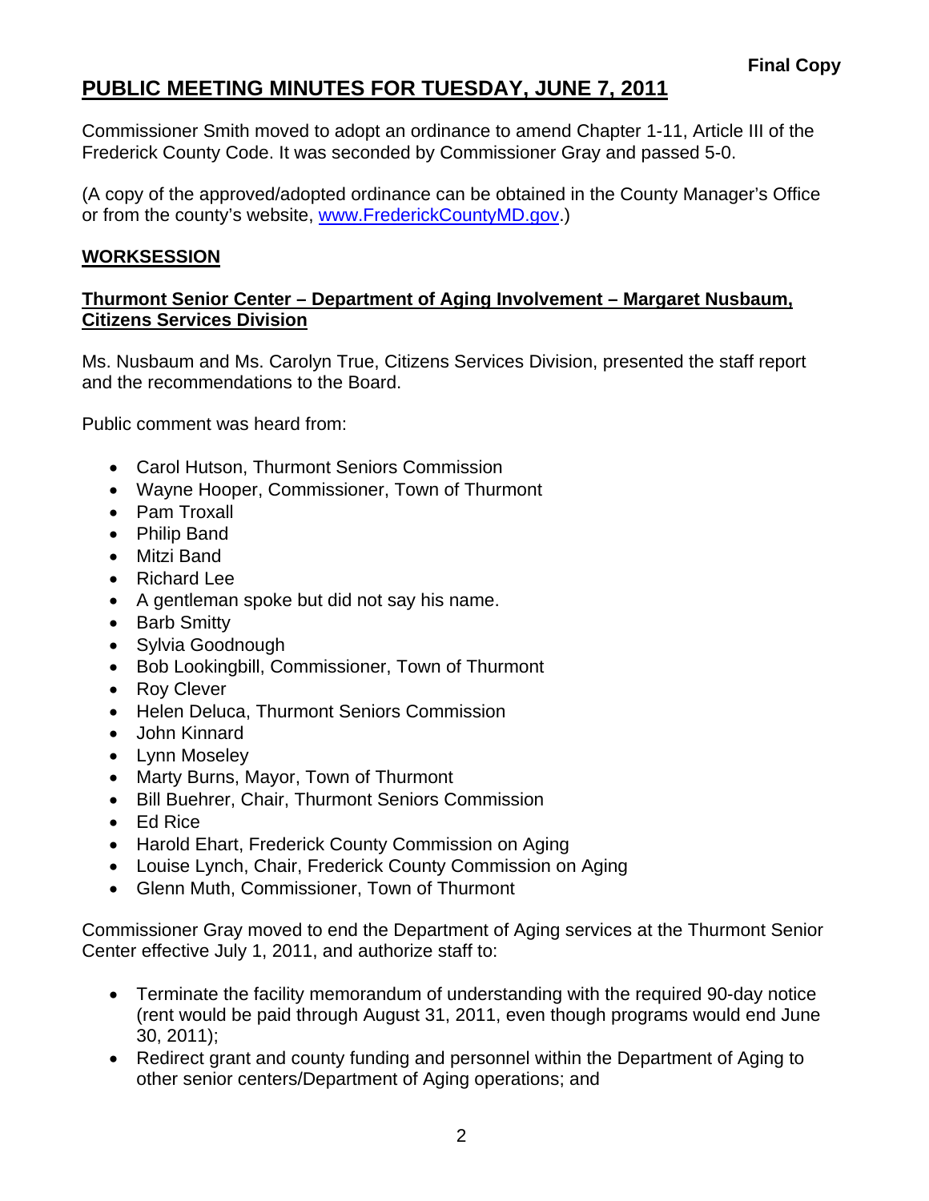**Final Copy**

# PUBLIC MEETING MINUTES FOR TUESDAY, JUNE 7, 2011

Commissioner Smith moved to adopt an ordinance to amend Chapter 1-11, Article III of the Frederick County Code. It was seconded by Commissioner Gray and passed 5-0.

(A copy of the approved/adopted ordinance can be obtained in the County Manager's Office or from the county's website, [www.FrederickCountyMD.gov](http://www.FrederickCountyMD.gov).)

## WORKSESSION

### Thurmont Senior Center – Department of Aging Involvement – Margaret Nusbaum, Citizens Services Division

Ms. Nusbaum and Ms. Carolyn True, Citizens Services Division, presented the staff report and the recommendations to the Board.

Public comment was heard from:

- Carol Hutson, Thurmont Seniors Commission
- Wayne Hooper, Commissioner, Town of Thurmont
- Pam Troxall
- Philip Band
- Mitzi Band
- Richard Lee
- A gentleman spoke but did not say his name.
- Barb Smitty
- Sylvia Goodnough
- Bob Lookingbill, Commissioner, Town of Thurmont
- Roy Clever
- Helen Deluca, Thurmont Seniors Commission
- John Kinnard
- Lynn Moseley
- Marty Burns, Mayor, Town of Thurmont
- Bill Buehrer, Chair, Thurmont Seniors Commission
- Ed Rice
- Harold Ehart, Frederick County Commission on Aging
- Louise Lynch, Chair, Frederick County Commission on Aging
- Glenn Muth, Commissioner, Town of Thurmont

Commissioner Gray moved to end the Department of Aging services at the Thurmont Senior Center effective July 1, 2011, and authorize staff to:

- Terminate the facility memorandum of understanding with the required 90-day notice (rent would be paid through August 31, 2011, even though programs would end June 30, 2011);
- Redirect grant and county funding and personnel within the Department of Aging to other senior centers/Department of Aging operations; and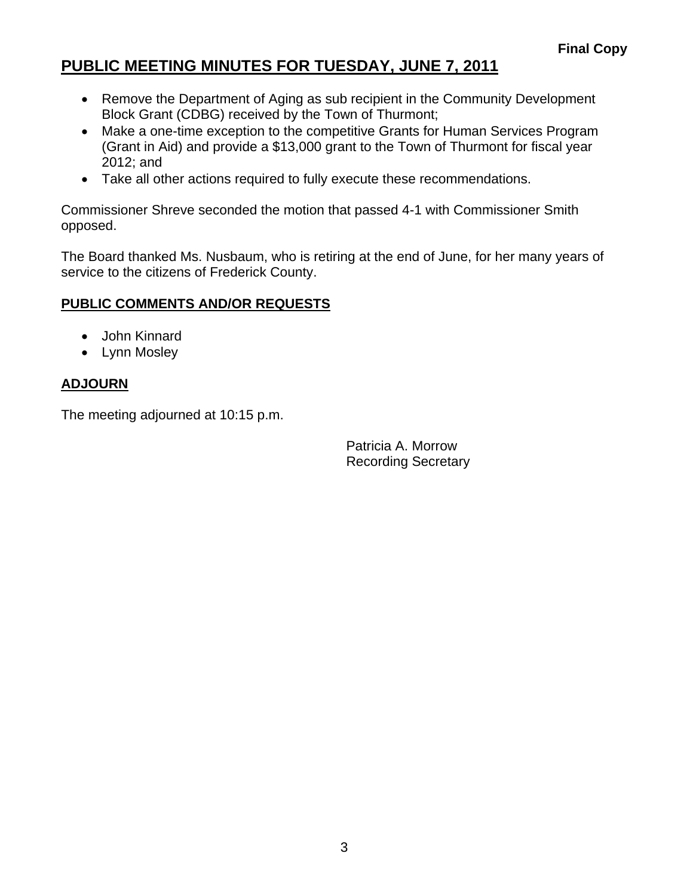**Final Copy**

# PUBLIC MEETING MINUTES FOR TUESDAY, JUNE 7, 2011

- Remove the Department of Aging as sub recipient in the Community Development Block Grant (CDBG) received by the Town of Thurmont;
- Make a one-time exception to the competitive Grants for Human Services Program (Grant in Aid) and provide a $13,000 grant to the Town of Thurmont for fiscal year 2012; and
- Take all other actions required to fully execute these recommendations.

Commissioner Shreve seconded the motion that passed 4-1 with Commissioner Smith opposed.

The Board thanked Ms. Nusbaum, who is retiring at the end of June, for her many years of service to the citizens of Frederick County.

## PUBLIC COMMENTS AND/OR REQUESTS

- John Kinnard
- Lynn Mosley

## ADJOURN

The meeting adjourned at 10:15 p.m.

Patricia A. Morrow
Recording Secretary